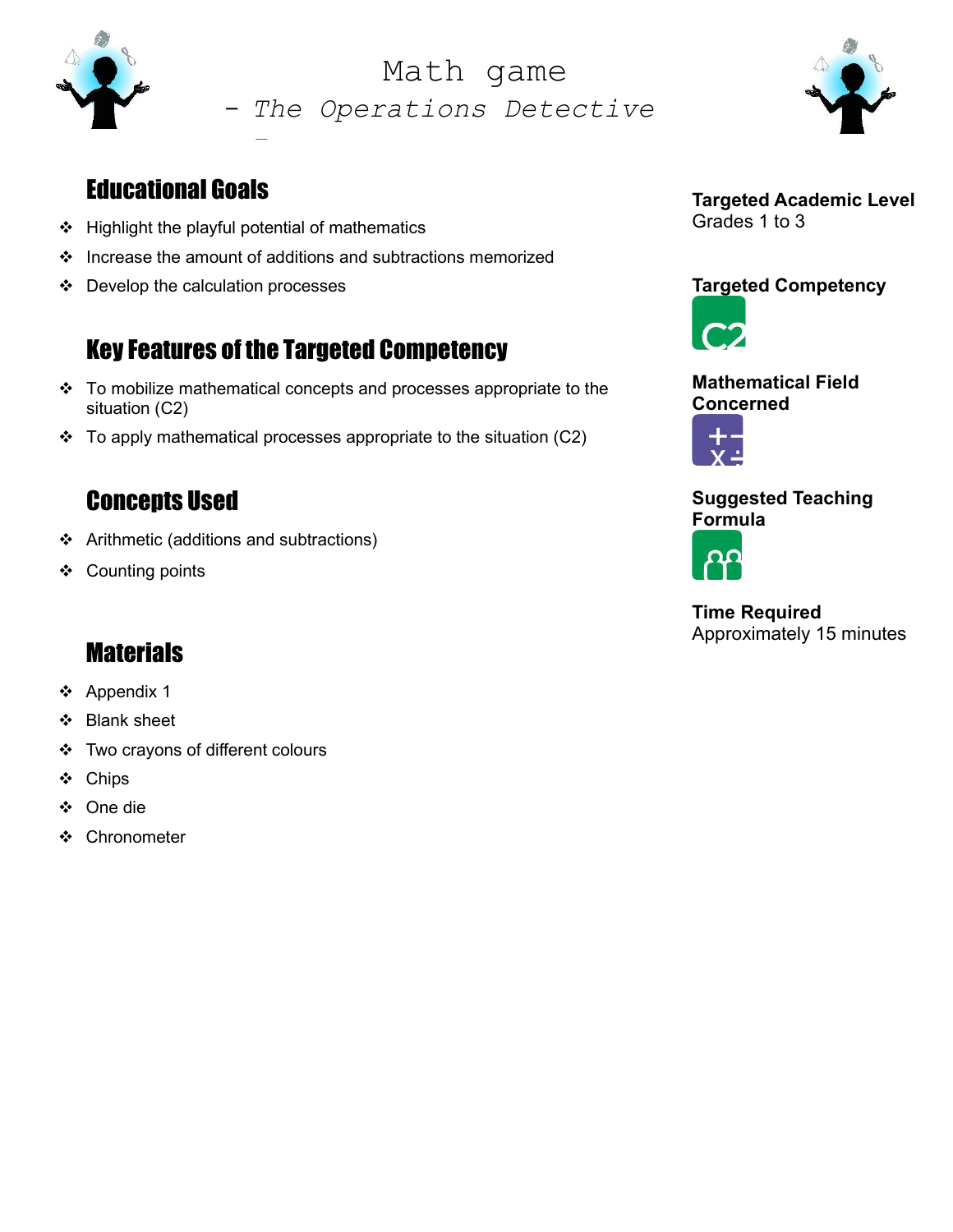# Math game

## *- The Operations Detective -*

## Educational Goals

- Highlight the playful potential of mathematics
- Increase the amount of additions and subtractions memorized
- Develop the calculation processes

## Key Features of the Targeted Competency

- To mobilize mathematical concepts and processes appropriate to the situation (C2)
- To apply mathematical processes appropriate to the situation (C2)

## Concepts Used

- Arithmetic (additions and subtractions)
- Counting points

## Materials

- Appendix 1
- Blank sheet
- Two crayons of different colours
- Chips
- One die
- Chronometer

**Targeted Academic Level**
Grades 1 to 3

**Targeted Competency**

C2

**Mathematical Field Concerned**

**Suggested Teaching Formula**

**Time Required**
Approximately 15 minutes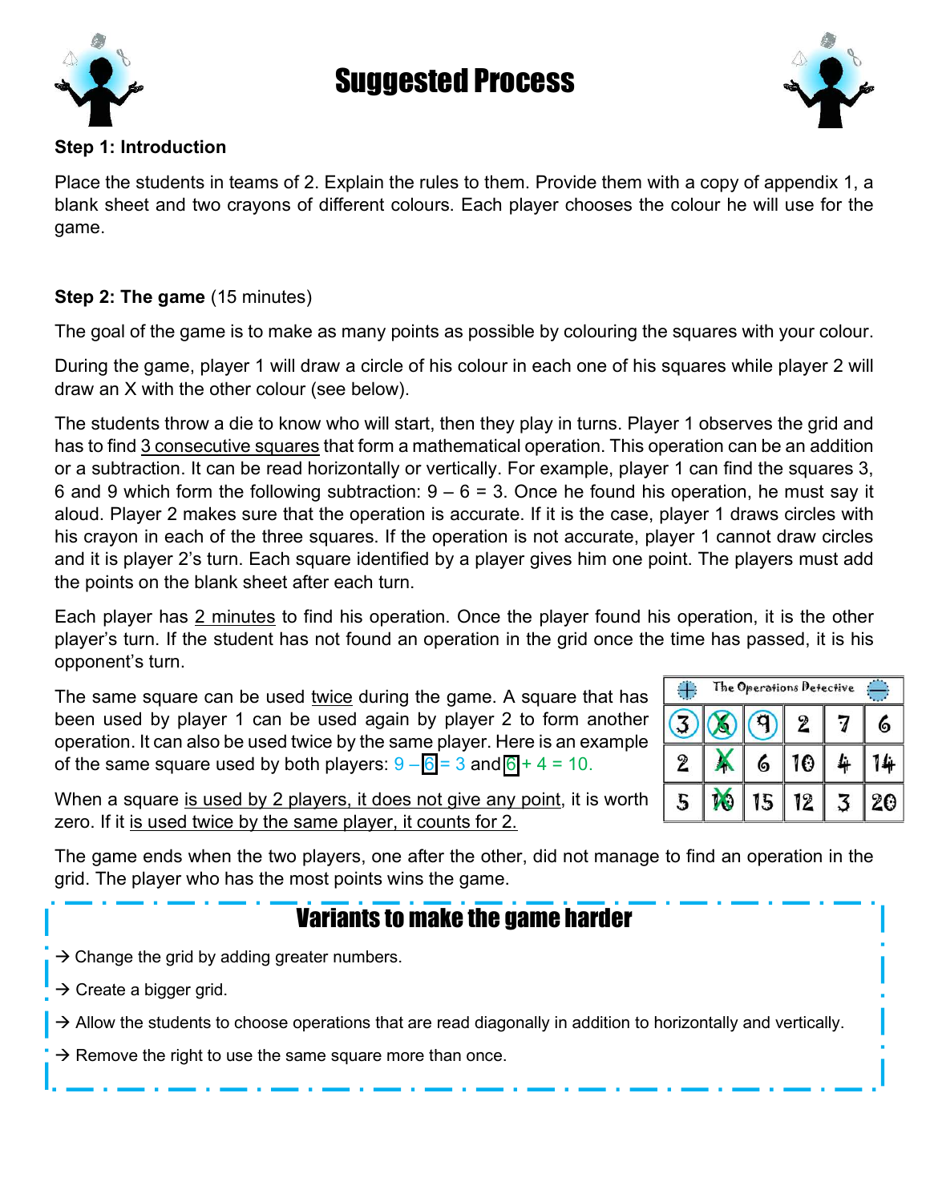# Suggested Process

**Step 1: Introduction**

Place the students in teams of 2. Explain the rules to them. Provide them with a copy of appendix 1, a blank sheet and two crayons of different colours. Each player chooses the colour he will use for the game.

**Step 2: The game** (15 minutes)

The goal of the game is to make as many points as possible by colouring the squares with your colour.

During the game, player 1 will draw a circle of his colour in each one of his squares while player 2 will draw an X with the other colour (see below).

The students throw a die to know who will start, then they play in turns. Player 1 observes the grid and has to find 3 consecutive squares that form a mathematical operation. This operation can be an addition or a subtraction. It can be read horizontally or vertically. For example, player 1 can find the squares 3, 6 and 9 which form the following subtraction: 9 – 6 = 3. Once he found his operation, he must say it aloud. Player 2 makes sure that the operation is accurate. If it is the case, player 1 draws circles with his crayon in each of the three squares. If the operation is not accurate, player 1 cannot draw circles and it is player 2's turn. Each square identified by a player gives him one point. The players must add the points on the blank sheet after each turn.

Each player has 2 minutes to find his operation. Once the player found his operation, it is the other player's turn. If the student has not found an operation in the grid once the time has passed, it is his opponent's turn.

The same square can be used twice during the game. A square that has been used by player 1 can be used again by player 2 to form another operation. It can also be used twice by the same player. Here is an example of the same square used by both players: 9 – 6 = 3 and 6 + 4 = 10.

| The Operations Detective | | | | | |
|---|---|---|---|---|---|
| 3 | 6 | 9 | 2 | 7 | 6 |
| 2 | 4 | 6 | 10 | 4 | 14 |
| 5 | 10 | 15 | 12 | 3 | 20 |

When a square is used by 2 players, it does not give any point, it is worth zero. If it is used twice by the same player, it counts for 2.

The game ends when the two players, one after the other, did not manage to find an operation in the grid. The player who has the most points wins the game.

## Variants to make the game harder

→ Change the grid by adding greater numbers.

→ Create a bigger grid.

→ Allow the students to choose operations that are read diagonally in addition to horizontally and vertically.

→ Remove the right to use the same square more than once.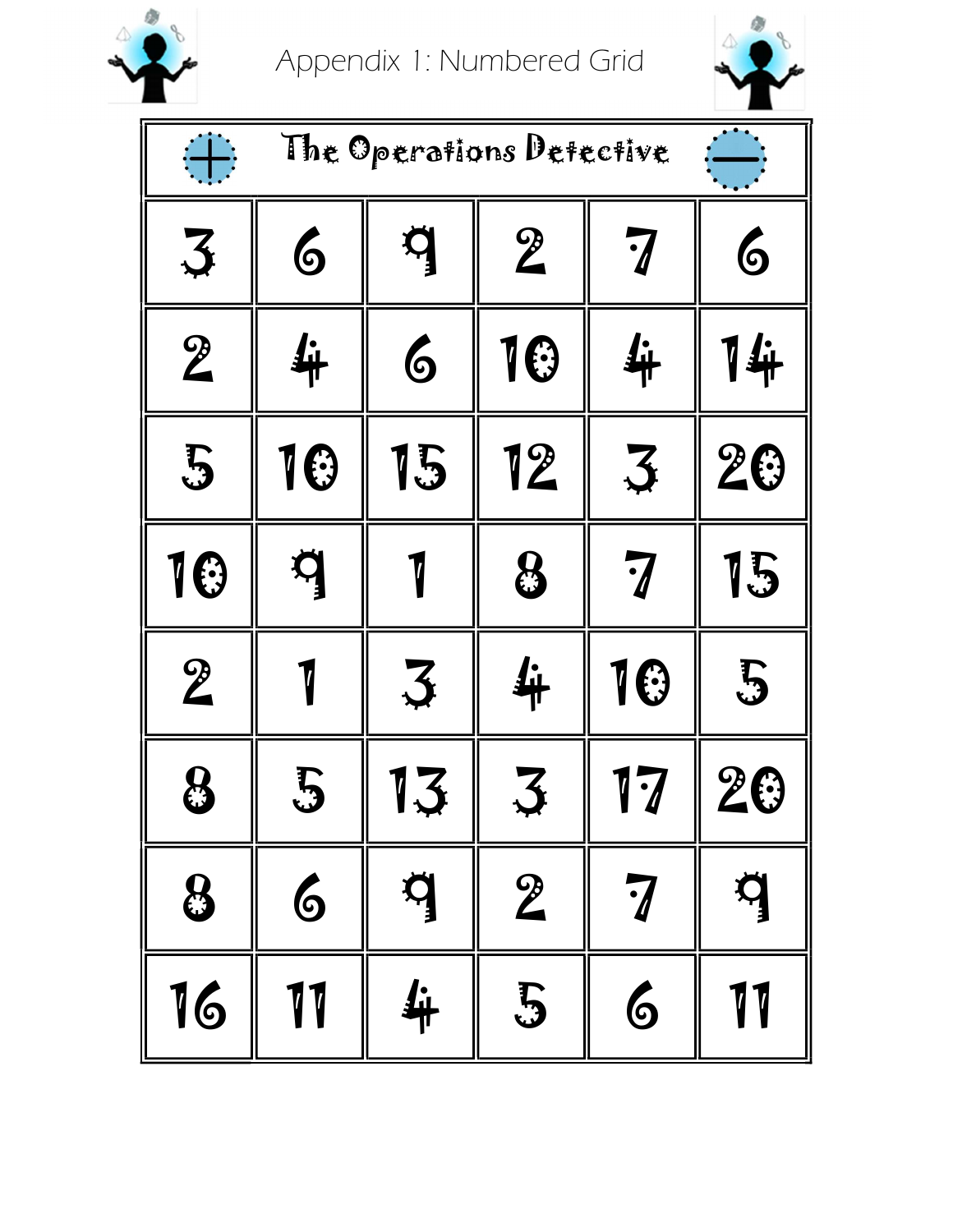# Appendix 1: Numbered Grid

## The Operations Detective

| + | | The Operations Detective | | | − |
|---|---|---|---|---|---|
| 3 | 6 | 9 | 2 | 7 | 6 |
| 2 | 4 | 6 | 10 | 4 | 14 |
| 5 | 10 | 15 | 12 | 3 | 20 |
| 10 | 9 | 1 | 8 | 7 | 15 |
| 2 | 1 | 3 | 4 | 10 | 5 |
| 8 | 5 | 13 | 3 | 17 | 20 |
| 8 | 6 | 9 | 2 | 7 | 9 |
| 16 | 11 | 4 | 5 | 6 | 11 |